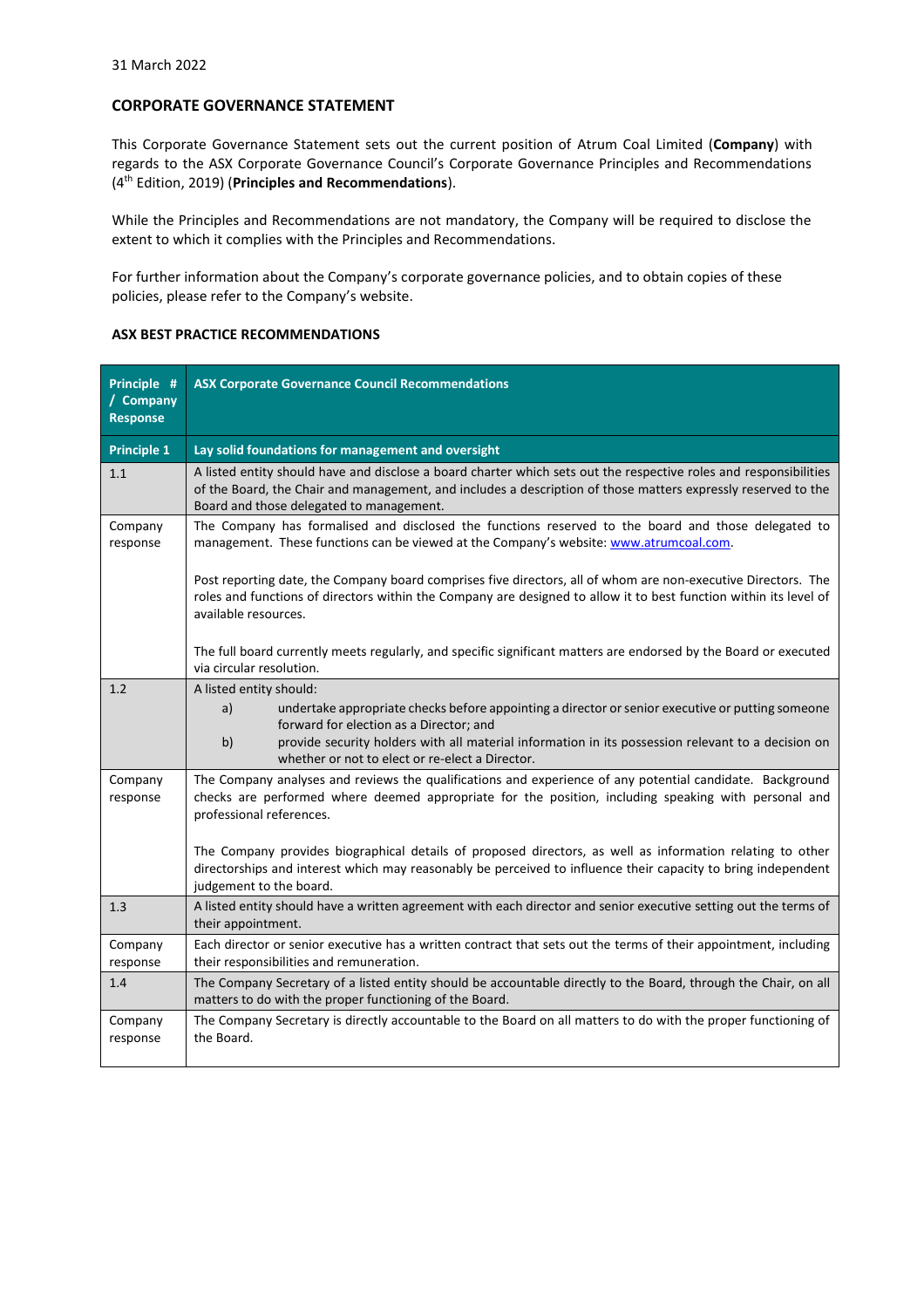31 March 2022

**CORPORATE GOVERNANCE STATEMENT**

This Corporate Governance Statement sets out the current position of Atrum Coal Limited (**Company**) with regards to the ASX Corporate Governance Council's Corporate Governance Principles and Recommendations (4th Edition, 2019) (**Principles and Recommendations**).

While the Principles and Recommendations are not mandatory, the Company will be required to disclose the extent to which it complies with the Principles and Recommendations.

For further information about the Company's corporate governance policies, and to obtain copies of these policies, please refer to the Company's website.

**ASX BEST PRACTICE RECOMMENDATIONS**

| Principle # / Company Response | ASX Corporate Governance Council Recommendations |
|---|---|
| **Principle 1** | **Lay solid foundations for management and oversight** |
| 1.1 | A listed entity should have and disclose a board charter which sets out the respective roles and responsibilities of the Board, the Chair and management, and includes a description of those matters expressly reserved to the Board and those delegated to management. |
| Company response | The Company has formalised and disclosed the functions reserved to the board and those delegated to management. These functions can be viewed at the Company's website: www.atrumcoal.com.<br><br>Post reporting date, the Company board comprises five directors, all of whom are non-executive Directors. The roles and functions of directors within the Company are designed to allow it to best function within its level of available resources.<br><br>The full board currently meets regularly, and specific significant matters are endorsed by the Board or executed via circular resolution. |
| 1.2 | A listed entity should:<br>a) undertake appropriate checks before appointing a director or senior executive or putting someone forward for election as a Director; and<br>b) provide security holders with all material information in its possession relevant to a decision on whether or not to elect or re-elect a Director. |
| Company response | The Company analyses and reviews the qualifications and experience of any potential candidate. Background checks are performed where deemed appropriate for the position, including speaking with personal and professional references.<br><br>The Company provides biographical details of proposed directors, as well as information relating to other directorships and interest which may reasonably be perceived to influence their capacity to bring independent judgement to the board. |
| 1.3 | A listed entity should have a written agreement with each director and senior executive setting out the terms of their appointment. |
| Company response | Each director or senior executive has a written contract that sets out the terms of their appointment, including their responsibilities and remuneration. |
| 1.4 | The Company Secretary of a listed entity should be accountable directly to the Board, through the Chair, on all matters to do with the proper functioning of the Board. |
| Company response | The Company Secretary is directly accountable to the Board on all matters to do with the proper functioning of the Board. |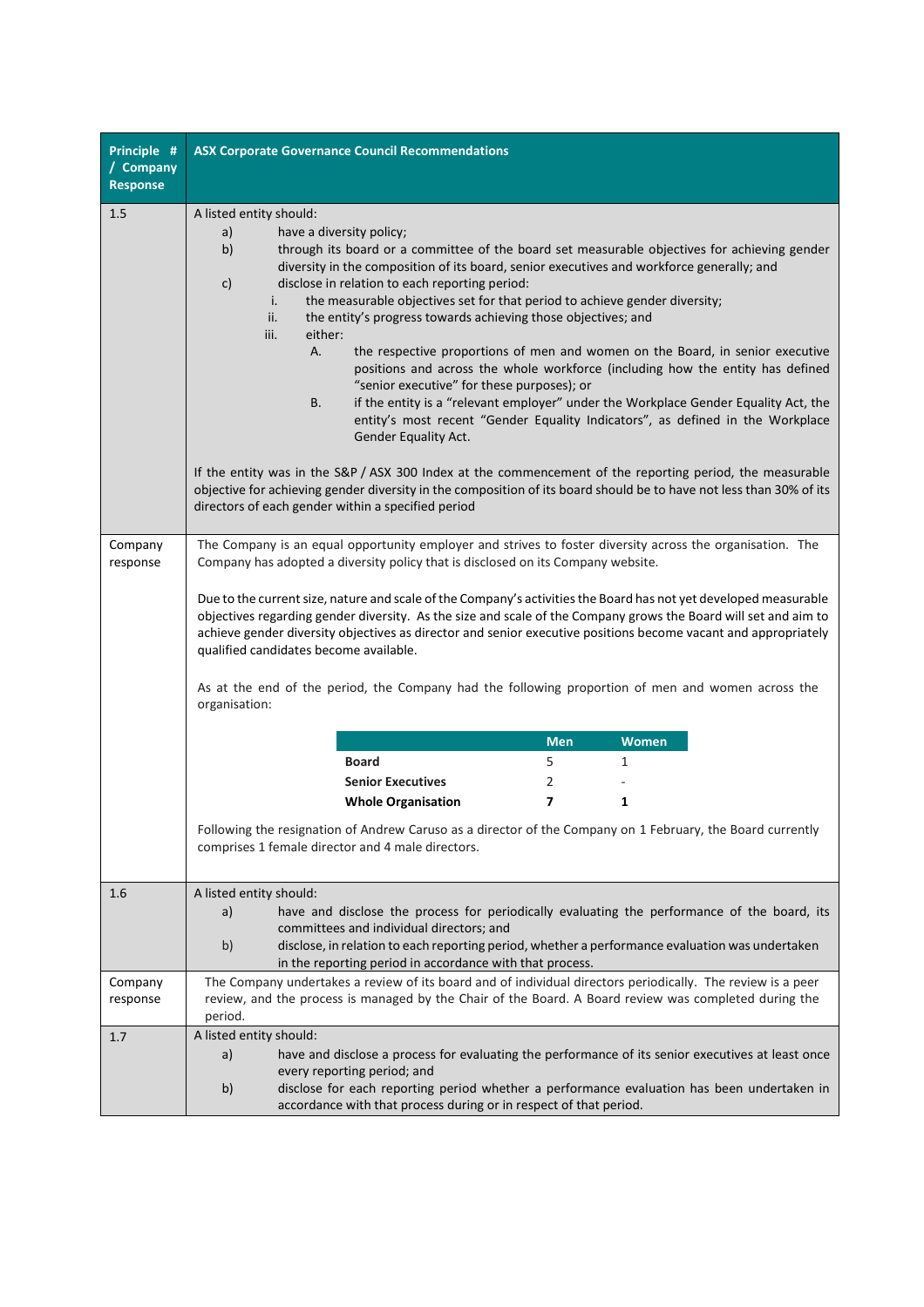| Principle # / Company Response | ASX Corporate Governance Council Recommendations |
|---|---|
| 1.5 | A listed entity should:<br>a) have a diversity policy;<br>b) through its board or a committee of the board set measurable objectives for achieving gender diversity in the composition of its board, senior executives and workforce generally; and<br>c) disclose in relation to each reporting period:<br>i. the measurable objectives set for that period to achieve gender diversity;<br>ii. the entity's progress towards achieving those objectives; and<br>iii. either:<br>A. the respective proportions of men and women on the Board, in senior executive positions and across the whole workforce (including how the entity has defined "senior executive" for these purposes); or<br>B. if the entity is a "relevant employer" under the Workplace Gender Equality Act, the entity's most recent "Gender Equality Indicators", as defined in the Workplace Gender Equality Act.<br><br>If the entity was in the S&P / ASX 300 Index at the commencement of the reporting period, the measurable objective for achieving gender diversity in the composition of its board should be to have not less than 30% of its directors of each gender within a specified period |
| Company response | The Company is an equal opportunity employer and strives to foster diversity across the organisation. The Company has adopted a diversity policy that is disclosed on its Company website.<br><br>Due to the current size, nature and scale of the Company's activities the Board has not yet developed measurable objectives regarding gender diversity. As the size and scale of the Company grows the Board will set and aim to achieve gender diversity objectives as director and senior executive positions become vacant and appropriately qualified candidates become available.<br><br>As at the end of the period, the Company had the following proportion of men and women across the organisation:<br><br>(see table below)<br><br>Following the resignation of Andrew Caruso as a director of the Company on 1 February, the Board currently comprises 1 female director and 4 male directors. |
| 1.6 | A listed entity should:<br>a) have and disclose the process for periodically evaluating the performance of the board, its committees and individual directors; and<br>b) disclose, in relation to each reporting period, whether a performance evaluation was undertaken in the reporting period in accordance with that process. |
| Company response | The Company undertakes a review of its board and of individual directors periodically. The review is a peer review, and the process is managed by the Chair of the Board. A Board review was completed during the period. |
| 1.7 | A listed entity should:<br>a) have and disclose a process for evaluating the performance of its senior executives at least once every reporting period; and<br>b) disclose for each reporting period whether a performance evaluation has been undertaken in accordance with that process during or in respect of that period. |

| | Men | Women |
|---|---|---|
| **Board** | 5 | 1 |
| **Senior Executives** | 2 | - |
| **Whole Organisation** | **7** | **1** |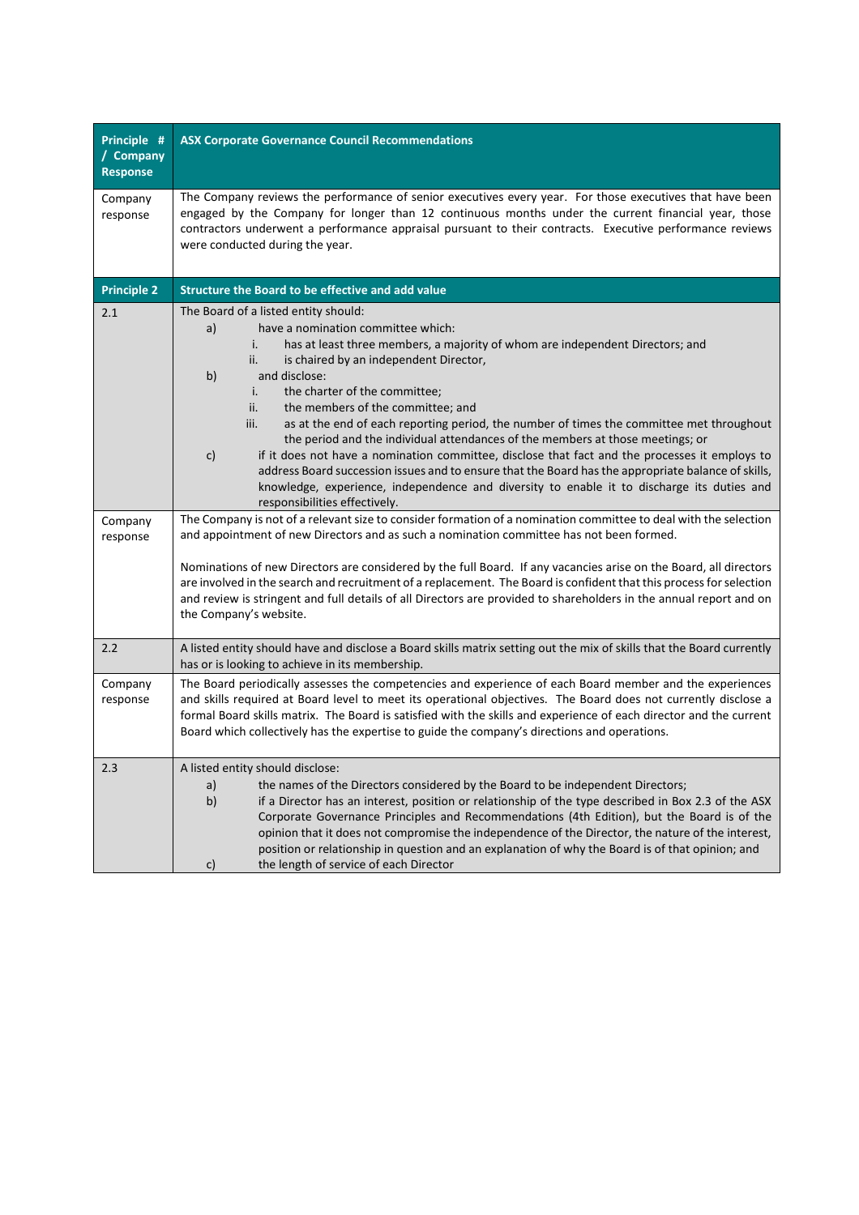| Principle # / Company Response | ASX Corporate Governance Council Recommendations |
|---|---|
| Company response | The Company reviews the performance of senior executives every year. For those executives that have been engaged by the Company for longer than 12 continuous months under the current financial year, those contractors underwent a performance appraisal pursuant to their contracts. Executive performance reviews were conducted during the year. |
| **Principle 2** | **Structure the Board to be effective and add value** |
| 2.1 | The Board of a listed entity should:<br>a) have a nomination committee which:<br>i. has at least three members, a majority of whom are independent Directors; and<br>ii. is chaired by an independent Director,<br>b) and disclose:<br>i. the charter of the committee;<br>ii. the members of the committee; and<br>iii. as at the end of each reporting period, the number of times the committee met throughout the period and the individual attendances of the members at those meetings; or<br>c) if it does not have a nomination committee, disclose that fact and the processes it employs to address Board succession issues and to ensure that the Board has the appropriate balance of skills, knowledge, experience, independence and diversity to enable it to discharge its duties and responsibilities effectively. |
| Company response | The Company is not of a relevant size to consider formation of a nomination committee to deal with the selection and appointment of new Directors and as such a nomination committee has not been formed.<br><br>Nominations of new Directors are considered by the full Board. If any vacancies arise on the Board, all directors are involved in the search and recruitment of a replacement. The Board is confident that this process for selection and review is stringent and full details of all Directors are provided to shareholders in the annual report and on the Company's website. |
| 2.2 | A listed entity should have and disclose a Board skills matrix setting out the mix of skills that the Board currently has or is looking to achieve in its membership. |
| Company response | The Board periodically assesses the competencies and experience of each Board member and the experiences and skills required at Board level to meet its operational objectives. The Board does not currently disclose a formal Board skills matrix. The Board is satisfied with the skills and experience of each director and the current Board which collectively has the expertise to guide the company's directions and operations. |
| 2.3 | A listed entity should disclose:<br>a) the names of the Directors considered by the Board to be independent Directors;<br>b) if a Director has an interest, position or relationship of the type described in Box 2.3 of the ASX Corporate Governance Principles and Recommendations (4th Edition), but the Board is of the opinion that it does not compromise the independence of the Director, the nature of the interest, position or relationship in question and an explanation of why the Board is of that opinion; and<br>c) the length of service of each Director |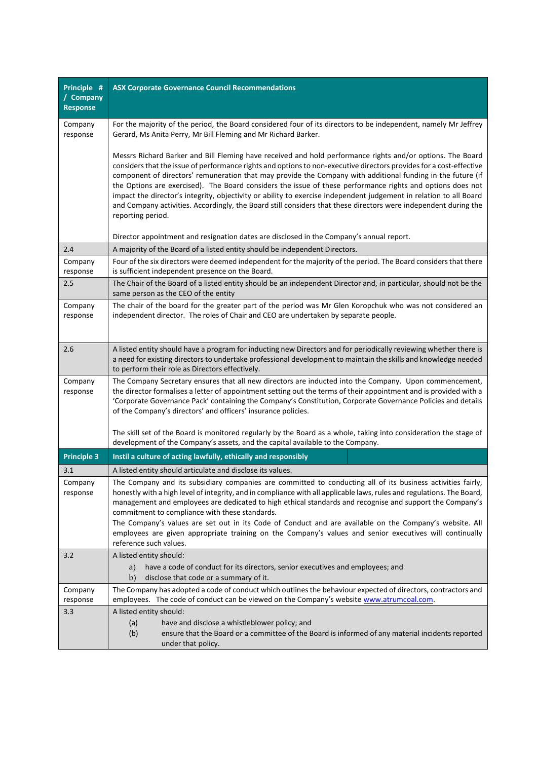| Principle # / Company Response | ASX Corporate Governance Council Recommendations |
|---|---|
| Company response | For the majority of the period, the Board considered four of its directors to be independent, namely Mr Jeffrey Gerard, Ms Anita Perry, Mr Bill Fleming and Mr Richard Barker.<br><br>Messrs Richard Barker and Bill Fleming have received and hold performance rights and/or options. The Board considers that the issue of performance rights and options to non-executive directors provides for a cost-effective component of directors' remuneration that may provide the Company with additional funding in the future (if the Options are exercised). The Board considers the issue of these performance rights and options does not impact the director's integrity, objectivity or ability to exercise independent judgement in relation to all Board and Company activities. Accordingly, the Board still considers that these directors were independent during the reporting period.<br><br>Director appointment and resignation dates are disclosed in the Company's annual report. |
| 2.4 | A majority of the Board of a listed entity should be independent Directors. |
| Company response | Four of the six directors were deemed independent for the majority of the period. The Board considers that there is sufficient independent presence on the Board. |
| 2.5 | The Chair of the Board of a listed entity should be an independent Director and, in particular, should not be the same person as the CEO of the entity |
| Company response | The chair of the board for the greater part of the period was Mr Glen Koropchuk who was not considered an independent director. The roles of Chair and CEO are undertaken by separate people. |
| 2.6 | A listed entity should have a program for inducting new Directors and for periodically reviewing whether there is a need for existing directors to undertake professional development to maintain the skills and knowledge needed to perform their role as Directors effectively. |
| Company response | The Company Secretary ensures that all new directors are inducted into the Company. Upon commencement, the director formalises a letter of appointment setting out the terms of their appointment and is provided with a 'Corporate Governance Pack' containing the Company's Constitution, Corporate Governance Policies and details of the Company's directors' and officers' insurance policies.<br><br>The skill set of the Board is monitored regularly by the Board as a whole, taking into consideration the stage of development of the Company's assets, and the capital available to the Company. |
| **Principle 3** | **Instil a culture of acting lawfully, ethically and responsibly** |
| 3.1 | A listed entity should articulate and disclose its values. |
| Company response | The Company and its subsidiary companies are committed to conducting all of its business activities fairly, honestly with a high level of integrity, and in compliance with all applicable laws, rules and regulations. The Board, management and employees are dedicated to high ethical standards and recognise and support the Company's commitment to compliance with these standards.<br>The Company's values are set out in its Code of Conduct and are available on the Company's website. All employees are given appropriate training on the Company's values and senior executives will continually reference such values. |
| 3.2 | A listed entity should:<br>a) have a code of conduct for its directors, senior executives and employees; and<br>b) disclose that code or a summary of it. |
| Company response | The Company has adopted a code of conduct which outlines the behaviour expected of directors, contractors and employees. The code of conduct can be viewed on the Company's website www.atrumcoal.com. |
| 3.3 | A listed entity should:<br>(a) have and disclose a whistleblower policy; and<br>(b) ensure that the Board or a committee of the Board is informed of any material incidents reported under that policy. |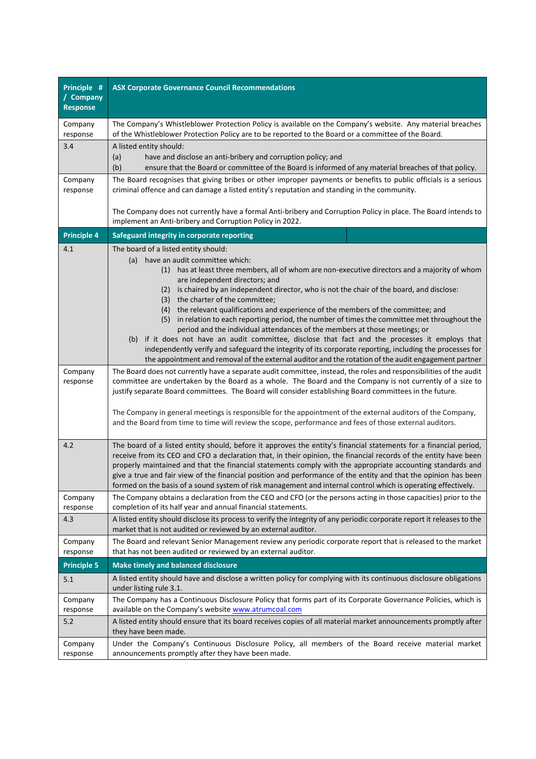| Principle # / Company Response | ASX Corporate Governance Council Recommendations |
|---|---|
| Company response | The Company's Whistleblower Protection Policy is available on the Company's website. Any material breaches of the Whistleblower Protection Policy are to be reported to the Board or a committee of the Board. |
| 3.4 | A listed entity should:<br>(a) have and disclose an anti-bribery and corruption policy; and<br>(b) ensure that the Board or committee of the Board is informed of any material breaches of that policy. |
| Company response | The Board recognises that giving bribes or other improper payments or benefits to public officials is a serious criminal offence and can damage a listed entity's reputation and standing in the community.<br><br>The Company does not currently have a formal Anti-bribery and Corruption Policy in place. The Board intends to implement an Anti-bribery and Corruption Policy in 2022. |
| **Principle 4** | **Safeguard integrity in corporate reporting** |
| 4.1 | The board of a listed entity should:<br>(a) have an audit committee which:<br>(1) has at least three members, all of whom are non-executive directors and a majority of whom are independent directors; and<br>(2) is chaired by an independent director, who is not the chair of the board, and disclose:<br>(3) the charter of the committee;<br>(4) the relevant qualifications and experience of the members of the committee; and<br>(5) in relation to each reporting period, the number of times the committee met throughout the period and the individual attendances of the members at those meetings; or<br>(b) if it does not have an audit committee, disclose that fact and the processes it employs that independently verify and safeguard the integrity of its corporate reporting, including the processes for the appointment and removal of the external auditor and the rotation of the audit engagement partner |
| Company response | The Board does not currently have a separate audit committee, instead, the roles and responsibilities of the audit committee are undertaken by the Board as a whole. The Board and the Company is not currently of a size to justify separate Board committees. The Board will consider establishing Board committees in the future.<br><br>The Company in general meetings is responsible for the appointment of the external auditors of the Company, and the Board from time to time will review the scope, performance and fees of those external auditors. |
| 4.2 | The board of a listed entity should, before it approves the entity's financial statements for a financial period, receive from its CEO and CFO a declaration that, in their opinion, the financial records of the entity have been properly maintained and that the financial statements comply with the appropriate accounting standards and give a true and fair view of the financial position and performance of the entity and that the opinion has been formed on the basis of a sound system of risk management and internal control which is operating effectively. |
| Company response | The Company obtains a declaration from the CEO and CFO (or the persons acting in those capacities) prior to the completion of its half year and annual financial statements. |
| 4.3 | A listed entity should disclose its process to verify the integrity of any periodic corporate report it releases to the market that is not audited or reviewed by an external auditor. |
| Company response | The Board and relevant Senior Management review any periodic corporate report that is released to the market that has not been audited or reviewed by an external auditor. |
| **Principle 5** | **Make timely and balanced disclosure** |
| 5.1 | A listed entity should have and disclose a written policy for complying with its continuous disclosure obligations under listing rule 3.1. |
| Company response | The Company has a Continuous Disclosure Policy that forms part of its Corporate Governance Policies, which is available on the Company's website www.atrumcoal.com |
| 5.2 | A listed entity should ensure that its board receives copies of all material market announcements promptly after they have been made. |
| Company response | Under the Company's Continuous Disclosure Policy, all members of the Board receive material market announcements promptly after they have been made. |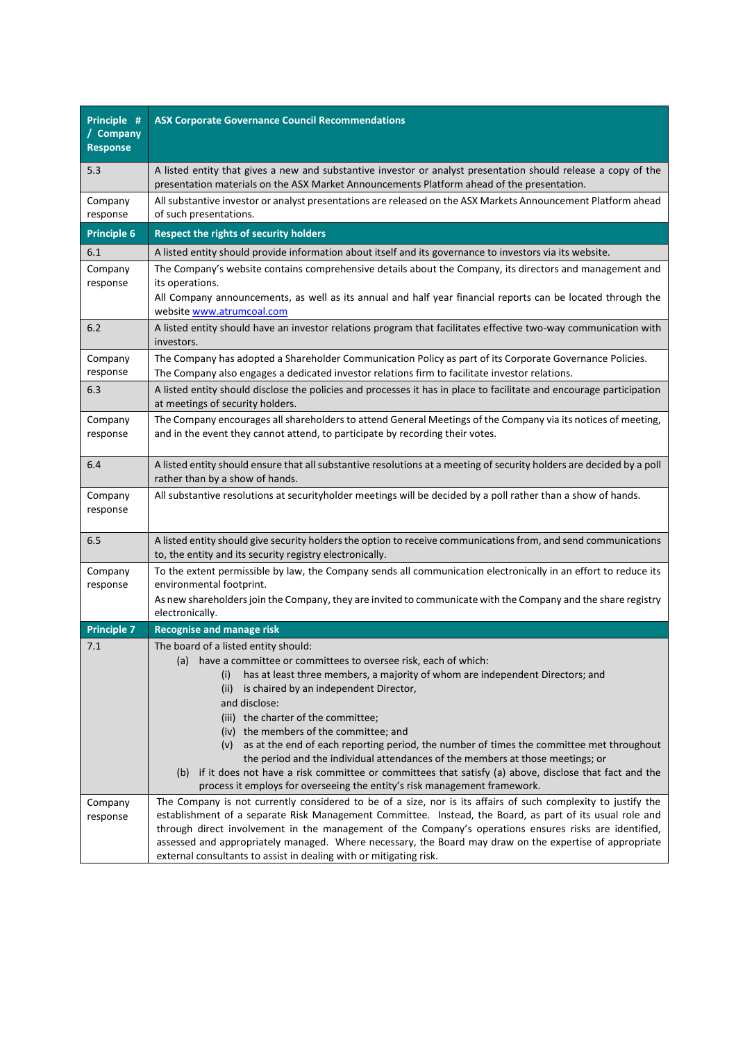| Principle # / Company Response | ASX Corporate Governance Council Recommendations |
|---|---|
| 5.3 | A listed entity that gives a new and substantive investor or analyst presentation should release a copy of the presentation materials on the ASX Market Announcements Platform ahead of the presentation. |
| Company response | All substantive investor or analyst presentations are released on the ASX Markets Announcement Platform ahead of such presentations. |
| **Principle 6** | **Respect the rights of security holders** |
| 6.1 | A listed entity should provide information about itself and its governance to investors via its website. |
| Company response | The Company's website contains comprehensive details about the Company, its directors and management and its operations.<br>All Company announcements, as well as its annual and half year financial reports can be located through the website www.atrumcoal.com |
| 6.2 | A listed entity should have an investor relations program that facilitates effective two-way communication with investors. |
| Company response | The Company has adopted a Shareholder Communication Policy as part of its Corporate Governance Policies.<br>The Company also engages a dedicated investor relations firm to facilitate investor relations. |
| 6.3 | A listed entity should disclose the policies and processes it has in place to facilitate and encourage participation at meetings of security holders. |
| Company response | The Company encourages all shareholders to attend General Meetings of the Company via its notices of meeting, and in the event they cannot attend, to participate by recording their votes. |
| 6.4 | A listed entity should ensure that all substantive resolutions at a meeting of security holders are decided by a poll rather than by a show of hands. |
| Company response | All substantive resolutions at securityholder meetings will be decided by a poll rather than a show of hands. |
| 6.5 | A listed entity should give security holders the option to receive communications from, and send communications to, the entity and its security registry electronically. |
| Company response | To the extent permissible by law, the Company sends all communication electronically in an effort to reduce its environmental footprint.<br>As new shareholders join the Company, they are invited to communicate with the Company and the share registry electronically. |
| **Principle 7** | **Recognise and manage risk** |
| 7.1 | The board of a listed entity should:<br>(a) have a committee or committees to oversee risk, each of which:<br>(i) has at least three members, a majority of whom are independent Directors; and<br>(ii) is chaired by an independent Director,<br>and disclose:<br>(iii) the charter of the committee;<br>(iv) the members of the committee; and<br>(v) as at the end of each reporting period, the number of times the committee met throughout the period and the individual attendances of the members at those meetings; or<br>(b) if it does not have a risk committee or committees that satisfy (a) above, disclose that fact and the process it employs for overseeing the entity's risk management framework. |
| Company response | The Company is not currently considered to be of a size, nor is its affairs of such complexity to justify the establishment of a separate Risk Management Committee. Instead, the Board, as part of its usual role and through direct involvement in the management of the Company's operations ensures risks are identified, assessed and appropriately managed. Where necessary, the Board may draw on the expertise of appropriate external consultants to assist in dealing with or mitigating risk. |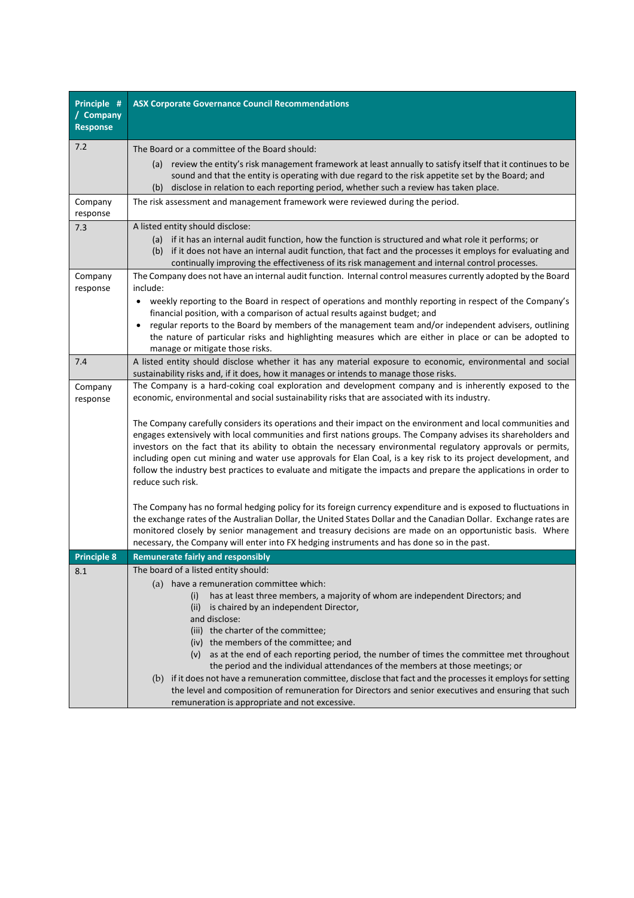| Principle # / Company Response | ASX Corporate Governance Council Recommendations |
|---|---|
| 7.2 | The Board or a committee of the Board should:<br>(a) review the entity's risk management framework at least annually to satisfy itself that it continues to be sound and that the entity is operating with due regard to the risk appetite set by the Board; and<br>(b) disclose in relation to each reporting period, whether such a review has taken place. |
| Company response | The risk assessment and management framework were reviewed during the period. |
| 7.3 | A listed entity should disclose:<br>(a) if it has an internal audit function, how the function is structured and what role it performs; or<br>(b) if it does not have an internal audit function, that fact and the processes it employs for evaluating and continually improving the effectiveness of its risk management and internal control processes. |
| Company response | The Company does not have an internal audit function. Internal control measures currently adopted by the Board include:<br>• weekly reporting to the Board in respect of operations and monthly reporting in respect of the Company's financial position, with a comparison of actual results against budget; and<br>• regular reports to the Board by members of the management team and/or independent advisers, outlining the nature of particular risks and highlighting measures which are either in place or can be adopted to manage or mitigate those risks. |
| 7.4 | A listed entity should disclose whether it has any material exposure to economic, environmental and social sustainability risks and, if it does, how it manages or intends to manage those risks. |
| Company response | The Company is a hard-coking coal exploration and development company and is inherently exposed to the economic, environmental and social sustainability risks that are associated with its industry.<br><br>The Company carefully considers its operations and their impact on the environment and local communities and engages extensively with local communities and first nations groups. The Company advises its shareholders and investors on the fact that its ability to obtain the necessary environmental regulatory approvals or permits, including open cut mining and water use approvals for Elan Coal, is a key risk to its project development, and follow the industry best practices to evaluate and mitigate the impacts and prepare the applications in order to reduce such risk.<br><br>The Company has no formal hedging policy for its foreign currency expenditure and is exposed to fluctuations in the exchange rates of the Australian Dollar, the United States Dollar and the Canadian Dollar. Exchange rates are monitored closely by senior management and treasury decisions are made on an opportunistic basis. Where necessary, the Company will enter into FX hedging instruments and has done so in the past. |
| **Principle 8** | **Remunerate fairly and responsibly** |
| 8.1 | The board of a listed entity should:<br>(a) have a remuneration committee which:<br>(i) has at least three members, a majority of whom are independent Directors; and<br>(ii) is chaired by an independent Director,<br>and disclose:<br>(iii) the charter of the committee;<br>(iv) the members of the committee; and<br>(v) as at the end of each reporting period, the number of times the committee met throughout the period and the individual attendances of the members at those meetings; or<br>(b) if it does not have a remuneration committee, disclose that fact and the processes it employs for setting the level and composition of remuneration for Directors and senior executives and ensuring that such remuneration is appropriate and not excessive. |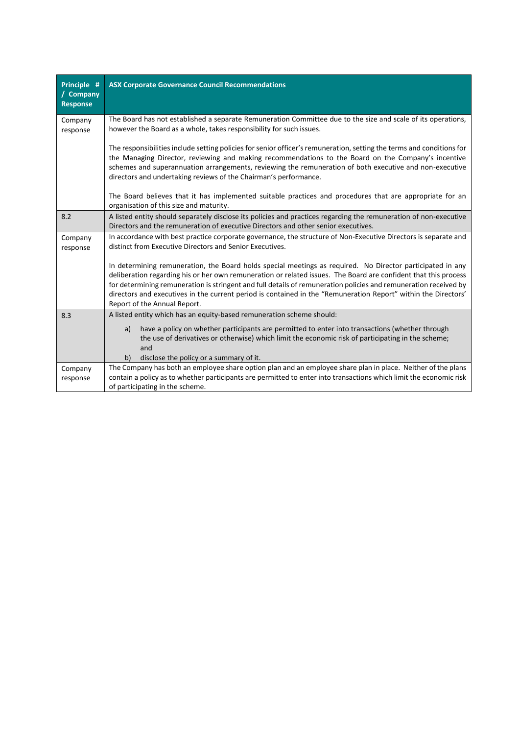| Principle # / Company Response | ASX Corporate Governance Council Recommendations |
|---|---|
| Company response | The Board has not established a separate Remuneration Committee due to the size and scale of its operations, however the Board as a whole, takes responsibility for such issues.<br><br>The responsibilities include setting policies for senior officer's remuneration, setting the terms and conditions for the Managing Director, reviewing and making recommendations to the Board on the Company's incentive schemes and superannuation arrangements, reviewing the remuneration of both executive and non-executive directors and undertaking reviews of the Chairman's performance.<br><br>The Board believes that it has implemented suitable practices and procedures that are appropriate for an organisation of this size and maturity. |
| 8.2 | A listed entity should separately disclose its policies and practices regarding the remuneration of non-executive Directors and the remuneration of executive Directors and other senior executives. |
| Company response | In accordance with best practice corporate governance, the structure of Non-Executive Directors is separate and distinct from Executive Directors and Senior Executives.<br><br>In determining remuneration, the Board holds special meetings as required. No Director participated in any deliberation regarding his or her own remuneration or related issues. The Board are confident that this process for determining remuneration is stringent and full details of remuneration policies and remuneration received by directors and executives in the current period is contained in the "Remuneration Report" within the Directors' Report of the Annual Report. |
| 8.3 | A listed entity which has an equity-based remuneration scheme should:<br><br>a) have a policy on whether participants are permitted to enter into transactions (whether through the use of derivatives or otherwise) which limit the economic risk of participating in the scheme; and<br>b) disclose the policy or a summary of it. |
| Company response | The Company has both an employee share option plan and an employee share plan in place. Neither of the plans contain a policy as to whether participants are permitted to enter into transactions which limit the economic risk of participating in the scheme. |